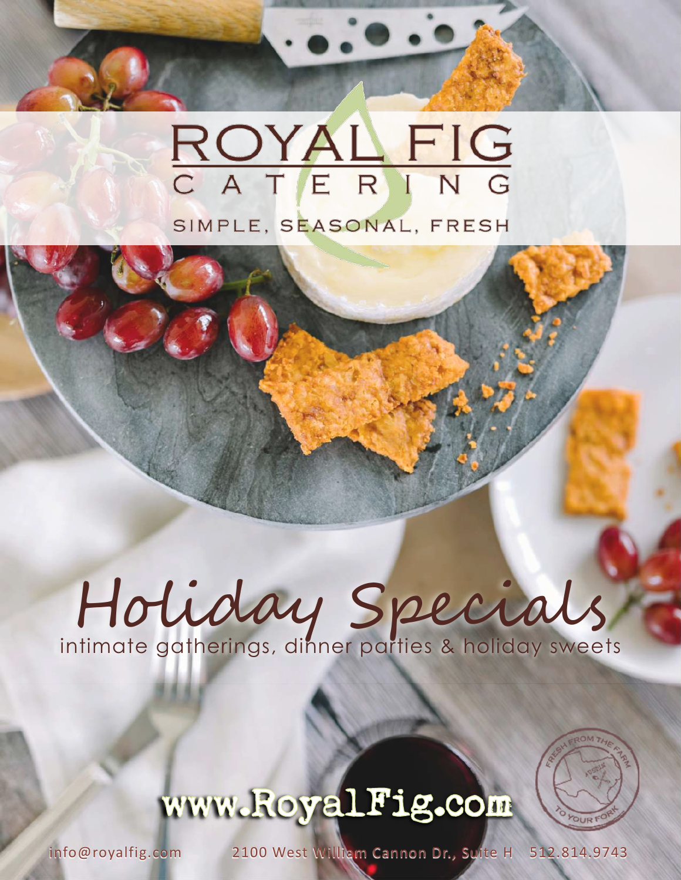# ROYAL FIG CATERING

SIMPLE, SEASONAL, FRESH

# Holiday Specials

intimate gatherings, dinner parties & holiday sweets

www.RoyalFig.com

FRESH FROM THE FARM TO YOUR FORK

info@royalfig.com 2100 West William Cannon Dr., Suite H 512.814.9743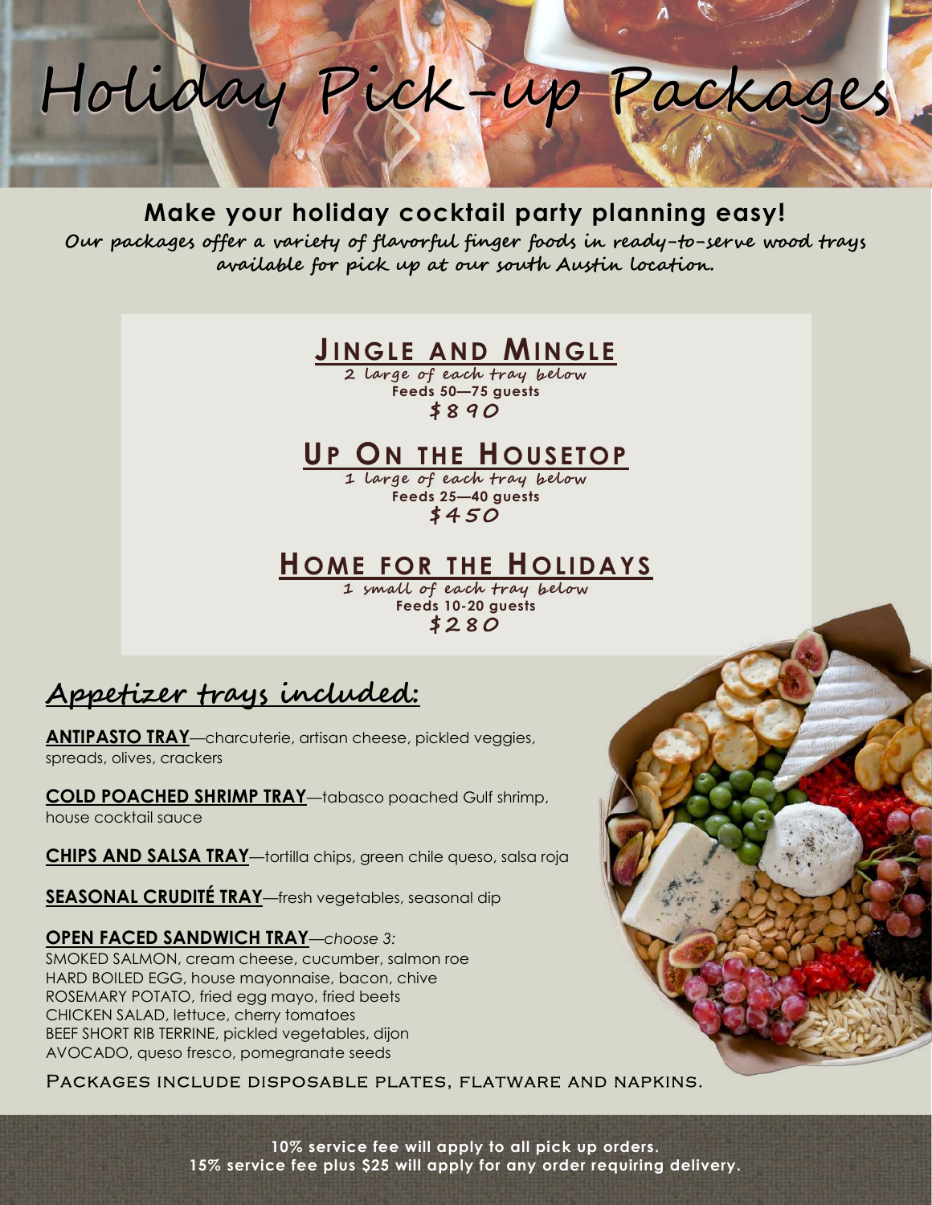# Holiday Pick-up Packages

**Make your holiday cocktail party planning easy!**

*Our packages offer a variety of flavorful finger foods in ready-to-serve wood trays available for pick up at our south Austin location.*

## JINGLE AND MINGLE

2 large of each tray below

**Feeds 50—75 guests**

**$890**

## UP ON THE HOUSETOP

1 large of each tray below

**Feeds 25—40 guests**

**$450**

## HOME FOR THE HOLIDAYS

1 small of each tray below

**Feeds 10-20 guests**

**$280**

## Appetizer trays included:

**ANTIPASTO TRAY**—charcuterie, artisan cheese, pickled veggies, spreads, olives, crackers

**COLD POACHED SHRIMP TRAY**—tabasco poached Gulf shrimp, house cocktail sauce

**CHIPS AND SALSA TRAY**—tortilla chips, green chile queso, salsa roja

**SEASONAL CRUDITÉ TRAY**—fresh vegetables, seasonal dip

**OPEN FACED SANDWICH TRAY**—*choose 3:*

SMOKED SALMON, cream cheese, cucumber, salmon roe
HARD BOILED EGG, house mayonnaise, bacon, chive
ROSEMARY POTATO, fried egg mayo, fried beets
CHICKEN SALAD, lettuce, cherry tomatoes
BEEF SHORT RIB TERRINE, pickled vegetables, dijon
AVOCADO, queso fresco, pomegranate seeds

PACKAGES INCLUDE DISPOSABLE PLATES, FLATWARE AND NAPKINS.

**10% service fee will apply to all pick up orders.**
**15% service fee plus $25 will apply for any order requiring delivery.**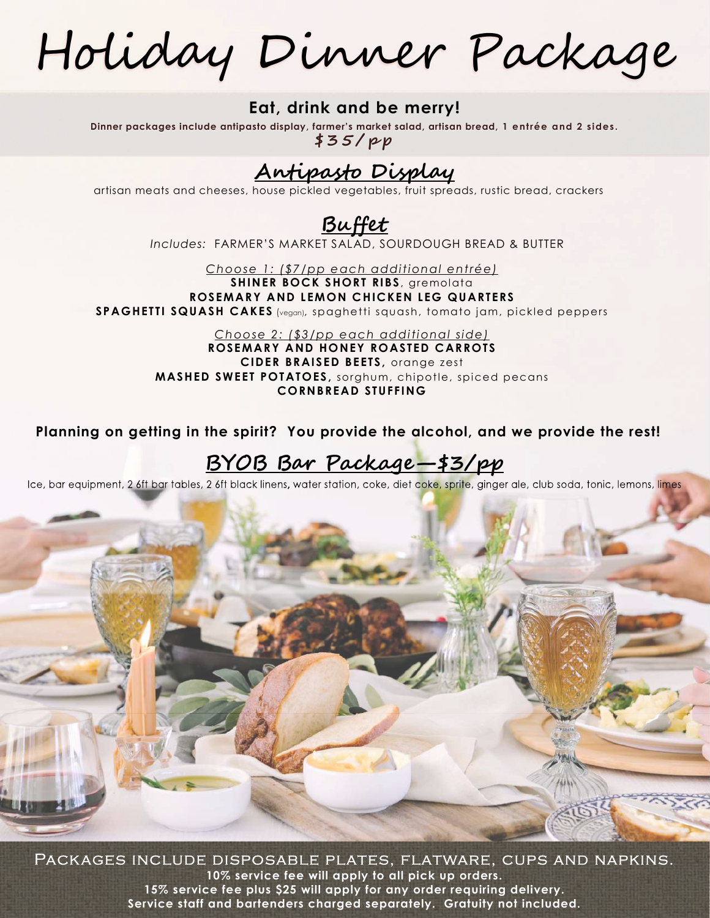# Holiday Dinner Package

**Eat, drink and be merry!**

**Dinner packages include antipasto display, farmer's market salad, artisan bread, 1 entrée and 2 sides.**

***$35/pp***

## Antipasto Display

artisan meats and cheeses, house pickled vegetables, fruit spreads, rustic bread, crackers

## Buffet

*Includes:* FARMER'S MARKET SALAD, SOURDOUGH BREAD & BUTTER

*Choose 1: ($7/pp each additional entrée)*

**SHINER BOCK SHORT RIBS**, gremolata

**ROSEMARY AND LEMON CHICKEN LEG QUARTERS**

**SPAGHETTI SQUASH CAKES** (vegan), spaghetti squash, tomato jam, pickled peppers

*Choose 2: ($3/pp each additional side)*

**ROSEMARY AND HONEY ROASTED CARROTS**

**CIDER BRAISED BEETS,** orange zest

**MASHED SWEET POTATOES,** sorghum, chipotle, spiced pecans

**CORNBREAD STUFFING**

**Planning on getting in the spirit? You provide the alcohol, and we provide the rest!**

## BYOB Bar Package—$3/pp

Ice, bar equipment, 2 6ft bar tables, 2 6ft black linens, water station, coke, diet coke, sprite, ginger ale, club soda, tonic, lemons, limes

PACKAGES INCLUDE DISPOSABLE PLATES, FLATWARE, CUPS AND NAPKINS.

**10% service fee will apply to all pick up orders.**

**15% service fee plus $25 will apply for any order requiring delivery.**

**Service staff and bartenders charged separately. Gratuity not included.**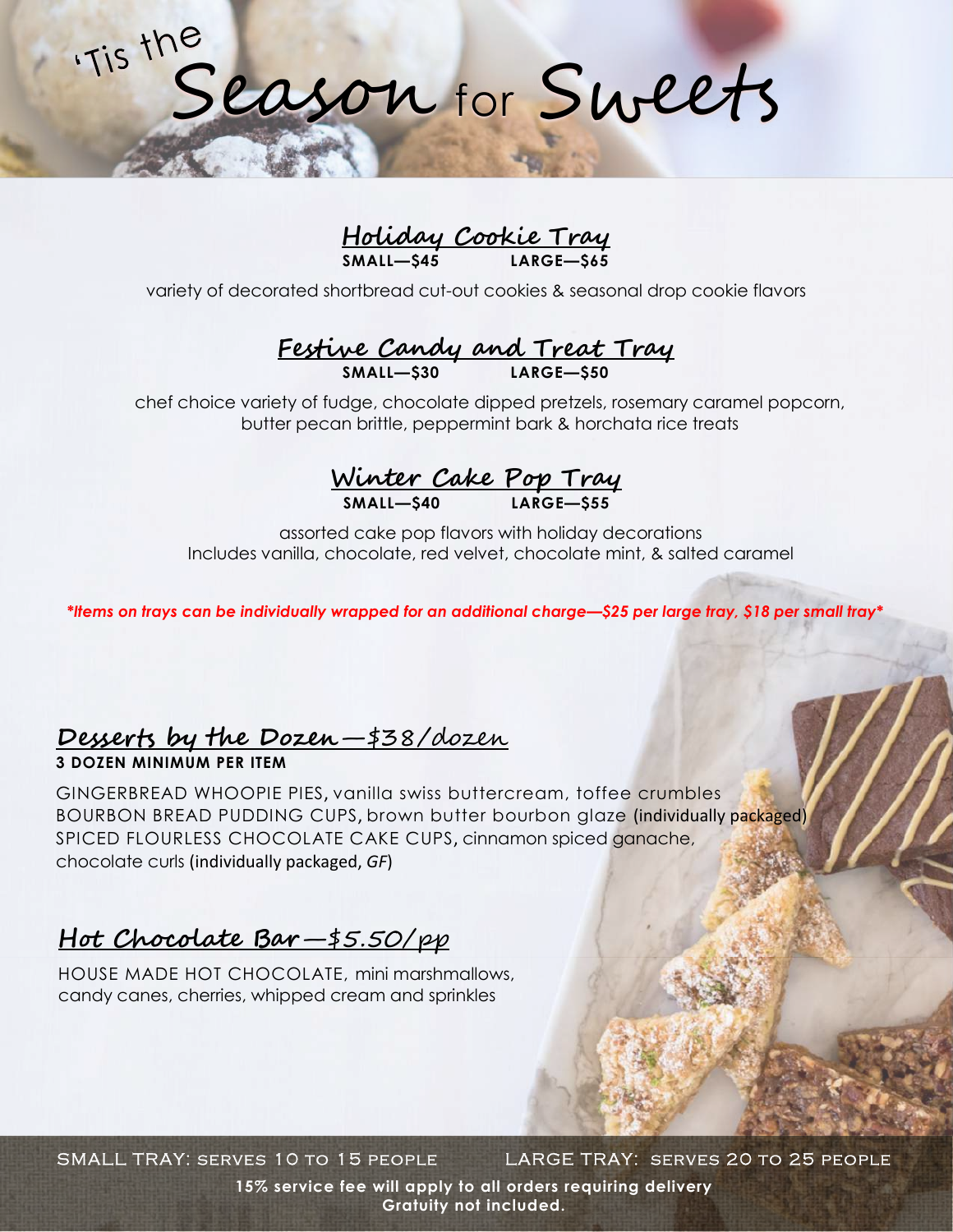# 'Tis the Season for Sweets

## Holiday Cookie Tray

**SMALL—$45** **LARGE—$65**

variety of decorated shortbread cut-out cookies & seasonal drop cookie flavors

## Festive Candy and Treat Tray

**SMALL—$30** **LARGE—$50**

chef choice variety of fudge, chocolate dipped pretzels, rosemary caramel popcorn, butter pecan brittle, peppermint bark & horchata rice treats

## Winter Cake Pop Tray

**SMALL—$40** **LARGE—$55**

assorted cake pop flavors with holiday decorations
Includes vanilla, chocolate, red velvet, chocolate mint, & salted caramel

***Items on trays can be individually wrapped for an additional charge—$25 per large tray, $18 per small tray***

## Desserts by the Dozen—$38/dozen

**3 DOZEN MINIMUM PER ITEM**

GINGERBREAD WHOOPIE PIES, vanilla swiss buttercream, toffee crumbles
BOURBON BREAD PUDDING CUPS, brown butter bourbon glaze (individually packaged)
SPICED FLOURLESS CHOCOLATE CAKE CUPS, cinnamon spiced ganache, chocolate curls (individually packaged, *GF*)

## Hot Chocolate Bar—$5.50/pp

HOUSE MADE HOT CHOCOLATE, mini marshmallows, candy canes, cherries, whipped cream and sprinkles

SMALL TRAY: SERVES 10 TO 15 PEOPLE LARGE TRAY: SERVES 20 TO 25 PEOPLE

**15% service fee will apply to all orders requiring delivery**
**Gratuity not included.**